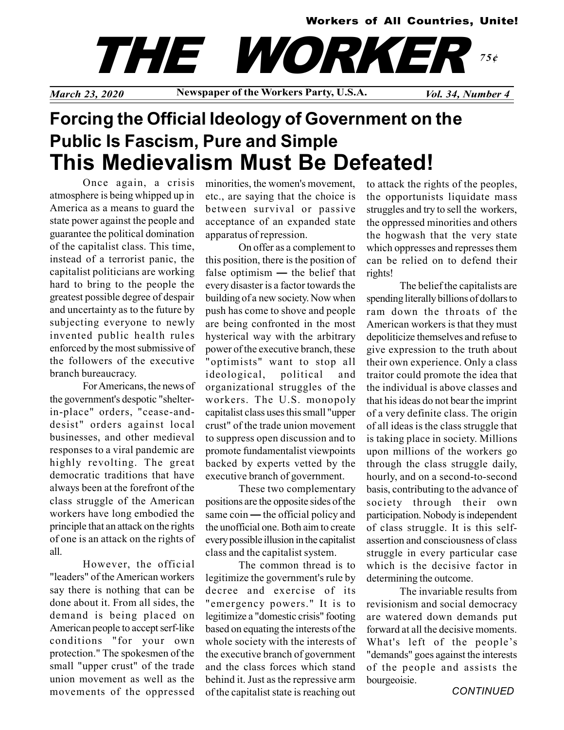Workers of All Countries, Unite!

# THE WORKER

75¢

*March 23, 2020* — **Newspaper of the Workers Party, U.S.A.** — *Vol. 34, Number 4*

## Forcing the Official Ideology of Government on the Public Is Fascism, Pure and Simple

# This Medievalism Must Be Defeated!

Once again, a crisis atmosphere is being whipped up in America as a means to guard the state power against the people and guarantee the political domination of the capitalist class. This time, instead of a terrorist panic, the capitalist politicians are working hard to bring to the people the greatest possible degree of despair and uncertainty as to the future by subjecting everyone to newly invented public health rules enforced by the most submissive of the followers of the executive branch bureaucracy.

For Americans, the news of the government's despotic "shelter-in-place" orders, "cease-and-desist" orders against local businesses, and other medieval responses to a viral pandemic are highly revolting. The great democratic traditions that have always been at the forefront of the class struggle of the American workers have long embodied the principle that an attack on the rights of one is an attack on the rights of all.

However, the official "leaders" of the American workers say there is nothing that can be done about it. From all sides, the demand is being placed on American people to accept serf-like conditions "for your own protection." The spokesmen of the small "upper crust" of the trade union movement as well as the movements of the oppressed minorities, the women's movement, etc., are saying that the choice is between survival or passive acceptance of an expanded state apparatus of repression.

On offer as a complement to this position, there is the position of false optimism — the belief that every disaster is a factor towards the building of a new society. Now when push has come to shove and people are being confronted in the most hysterical way with the arbitrary power of the executive branch, these "optimists" want to stop all ideological, political and organizational struggles of the workers. The U.S. monopoly capitalist class uses this small "upper crust" of the trade union movement to suppress open discussion and to promote fundamentalist viewpoints backed by experts vetted by the executive branch of government.

These two complementary positions are the opposite sides of the same coin — the official policy and the unofficial one. Both aim to create every possible illusion in the capitalist class and the capitalist system.

The common thread is to legitimize the government's rule by decree and exercise of its "emergency powers." It is to legitimize a "domestic crisis" footing based on equating the interests of the whole society with the interests of the executive branch of government and the class forces which stand behind it. Just as the repressive arm of the capitalist state is reaching out to attack the rights of the peoples, the opportunists liquidate mass struggles and try to sell the workers, the oppressed minorities and others the hogwash that the very state which oppresses and represses them can be relied on to defend their rights!

The belief the capitalists are spending literally billions of dollars to ram down the throats of the American workers is that they must depoliticize themselves and refuse to give expression to the truth about their own experience. Only a class traitor could promote the idea that the individual is above classes and that his ideas do not bear the imprint of a very definite class. The origin of all ideas is the class struggle that is taking place in society. Millions upon millions of the workers go through the class struggle daily, hourly, and on a second-to-second basis, contributing to the advance of society through their own participation. Nobody is independent of class struggle. It is this self-assertion and consciousness of class struggle in every particular case which is the decisive factor in determining the outcome.

The invariable results from revisionism and social democracy are watered down demands put forward at all the decisive moments. What's left of the people's "demands" goes against the interests of the people and assists the bourgeoisie.

*CONTINUED*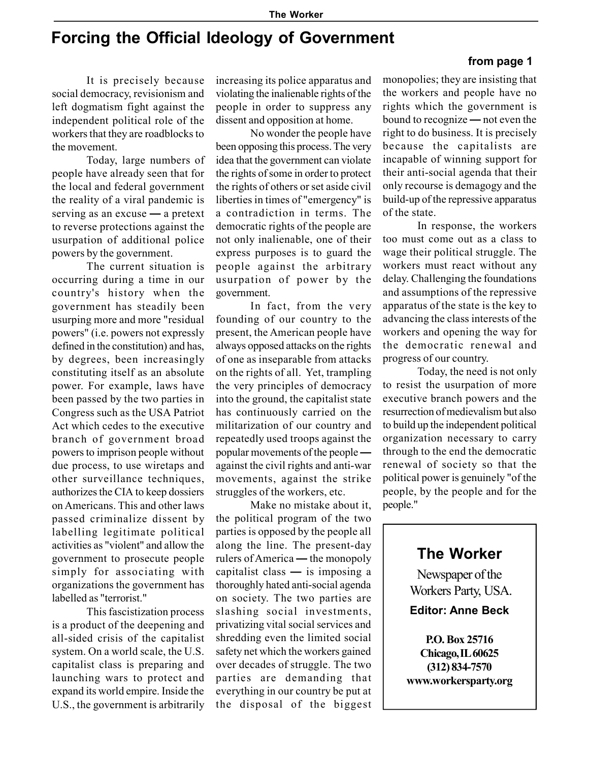# Forcing the Official Ideology of Government

**from page 1**

It is precisely because social democracy, revisionism and left dogmatism fight against the independent political role of the workers that they are roadblocks to the movement.

Today, large numbers of people have already seen that for the local and federal government the reality of a viral pandemic is serving as an excuse — a pretext to reverse protections against the usurpation of additional police powers by the government.

The current situation is occurring during a time in our country's history when the government has steadily been usurping more and more "residual powers" (i.e. powers not expressly defined in the constitution) and has, by degrees, been increasingly constituting itself as an absolute power. For example, laws have been passed by the two parties in Congress such as the USA Patriot Act which cedes to the executive branch of government broad powers to imprison people without due process, to use wiretaps and other surveillance techniques, authorizes the CIA to keep dossiers on Americans. This and other laws passed criminalize dissent by labelling legitimate political activities as "violent" and allow the government to prosecute people simply for associating with organizations the government has labelled as "terrorist."

This fascistization process is a product of the deepening and all-sided crisis of the capitalist system. On a world scale, the U.S. capitalist class is preparing and launching wars to protect and expand its world empire. Inside the U.S., the government is arbitrarily increasing its police apparatus and violating the inalienable rights of the people in order to suppress any dissent and opposition at home.

No wonder the people have been opposing this process. The very idea that the government can violate the rights of some in order to protect the rights of others or set aside civil liberties in times of "emergency" is a contradiction in terms. The democratic rights of the people are not only inalienable, one of their express purposes is to guard the people against the arbitrary usurpation of power by the government.

In fact, from the very founding of our country to the present, the American people have always opposed attacks on the rights of one as inseparable from attacks on the rights of all. Yet, trampling the very principles of democracy into the ground, the capitalist state has continuously carried on the militarization of our country and repeatedly used troops against the popular movements of the people — against the civil rights and anti-war movements, against the strike struggles of the workers, etc.

Make no mistake about it, the political program of the two parties is opposed by the people all along the line. The present-day rulers of America — the monopoly capitalist class — is imposing a thoroughly hated anti-social agenda on society. The two parties are slashing social investments, privatizing vital social services and shredding even the limited social safety net which the workers gained over decades of struggle. The two parties are demanding that everything in our country be put at the disposal of the biggest monopolies; they are insisting that the workers and people have no rights which the government is bound to recognize — not even the right to do business. It is precisely because the capitalists are incapable of winning support for their anti-social agenda that their only recourse is demagogy and the build-up of the repressive apparatus of the state.

In response, the workers too must come out as a class to wage their political struggle. The workers must react without any delay. Challenging the foundations and assumptions of the repressive apparatus of the state is the key to advancing the class interests of the workers and opening the way for the democratic renewal and progress of our country.

Today, the need is not only to resist the usurpation of more executive branch powers and the resurrection of medievalism but also to build up the independent political organization necessary to carry through to the end the democratic renewal of society so that the political power is genuinely "of the people, by the people and for the people."

---

**The Worker**

Newspaper of the Workers Party, USA.

**Editor: Anne Beck**

**P.O. Box 25716**
**Chicago, IL 60625**
**(312) 834-7570**
**www.workersparty.org**